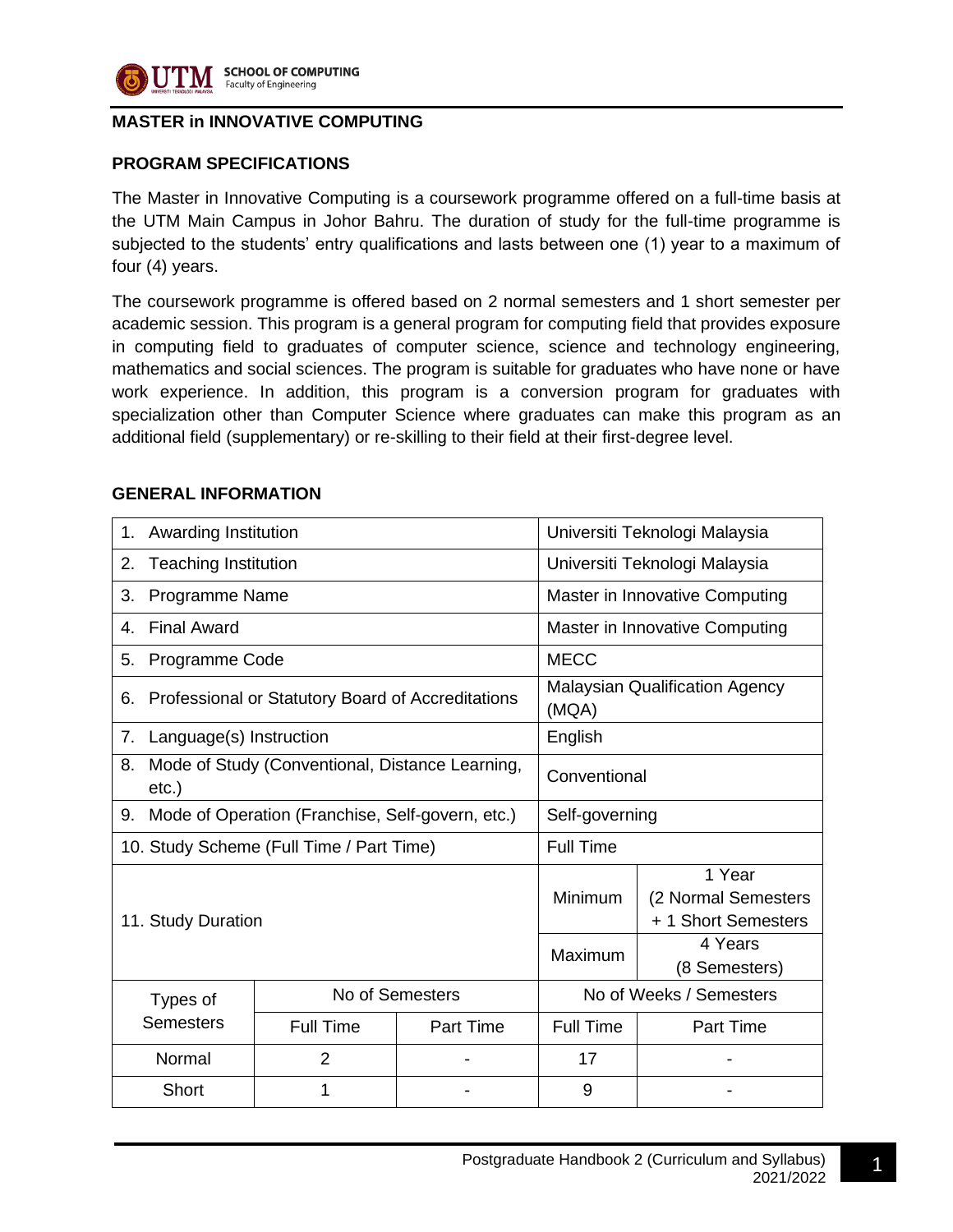## MASTER in INNOVATIVE COMPUTING

### PROGRAM SPECIFICATIONS

The Master in Innovative Computing is a coursework programme offered on a full-time basis at the UTM Main Campus in Johor Bahru. The duration of study for the full-time programme is subjected to the students' entry qualifications and lasts between one (1) year to a maximum of four (4) years.

The coursework programme is offered based on 2 normal semesters and 1 short semester per academic session. This program is a general program for computing field that provides exposure in computing field to graduates of computer science, science and technology engineering, mathematics and social sciences. The program is suitable for graduates who have none or have work experience. In addition, this program is a conversion program for graduates with specialization other than Computer Science where graduates can make this program as an additional field (supplementary) or re-skilling to their field at their first-degree level.

### GENERAL INFORMATION

| | | | | |
|---|---|---|---|---|
| 1. Awarding Institution | | | Universiti Teknologi Malaysia | |
| 2. Teaching Institution | | | Universiti Teknologi Malaysia | |
| 3. Programme Name | | | Master in Innovative Computing | |
| 4. Final Award | | | Master in Innovative Computing | |
| 5. Programme Code | | | MECC | |
| 6. Professional or Statutory Board of Accreditations | | | Malaysian Qualification Agency (MQA) | |
| 7. Language(s) Instruction | | | English | |
| 8. Mode of Study (Conventional, Distance Learning, etc.) | | | Conventional | |
| 9. Mode of Operation (Franchise, Self-govern, etc.) | | | Self-governing | |
| 10. Study Scheme (Full Time / Part Time) | | | Full Time | |
| 11. Study Duration | | | Minimum | 1 Year (2 Normal Semesters + 1 Short Semesters |
| | | | Maximum | 4 Years (8 Semesters) |
| Types of Semesters | No of Semesters | | No of Weeks / Semesters | |
| | Full Time | Part Time | Full Time | Part Time |
| Normal | 2 | - | 17 | - |
| Short | 1 | - | 9 | - |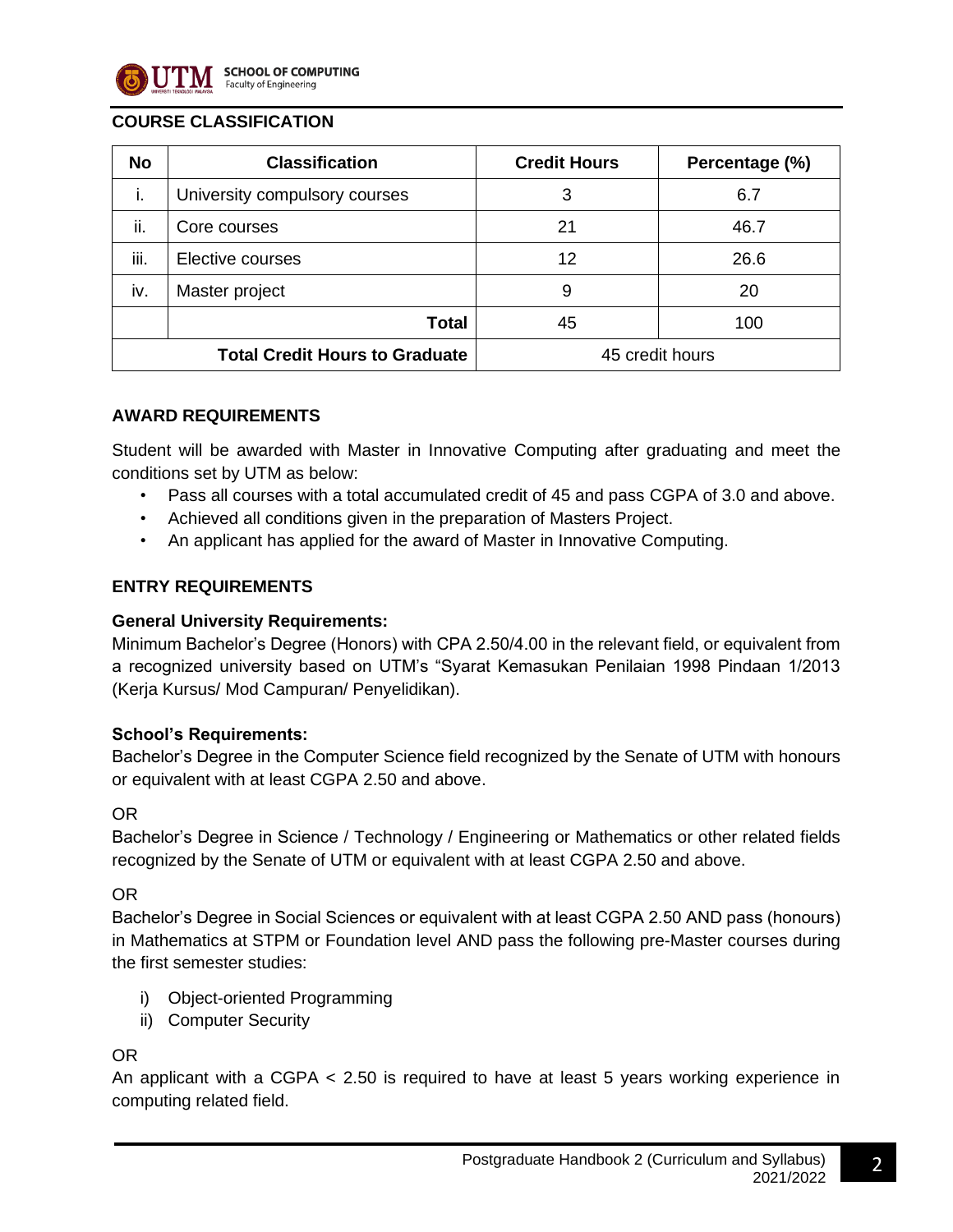## COURSE CLASSIFICATION

| No | Classification | Credit Hours | Percentage (%) |
|---|---|---|---|
| i. | University compulsory courses | 3 | 6.7 |
| ii. | Core courses | 21 | 46.7 |
| iii. | Elective courses | 12 | 26.6 |
| iv. | Master project | 9 | 20 |
| | **Total** | 45 | 100 |
| **Total Credit Hours to Graduate** | | 45 credit hours | |

## AWARD REQUIREMENTS

Student will be awarded with Master in Innovative Computing after graduating and meet the conditions set by UTM as below:

- Pass all courses with a total accumulated credit of 45 and pass CGPA of 3.0 and above.
- Achieved all conditions given in the preparation of Masters Project.
- An applicant has applied for the award of Master in Innovative Computing.

## ENTRY REQUIREMENTS

**General University Requirements:**
Minimum Bachelor's Degree (Honors) with CPA 2.50/4.00 in the relevant field, or equivalent from a recognized university based on UTM's "Syarat Kemasukan Penilaian 1998 Pindaan 1/2013 (Kerja Kursus/ Mod Campuran/ Penyelidikan).

**School's Requirements:**
Bachelor's Degree in the Computer Science field recognized by the Senate of UTM with honours or equivalent with at least CGPA 2.50 and above.

OR
Bachelor's Degree in Science / Technology / Engineering or Mathematics or other related fields recognized by the Senate of UTM or equivalent with at least CGPA 2.50 and above.

OR
Bachelor's Degree in Social Sciences or equivalent with at least CGPA 2.50 AND pass (honours) in Mathematics at STPM or Foundation level AND pass the following pre-Master courses during the first semester studies:

i) Object-oriented Programming
ii) Computer Security

OR
An applicant with a CGPA < 2.50 is required to have at least 5 years working experience in computing related field.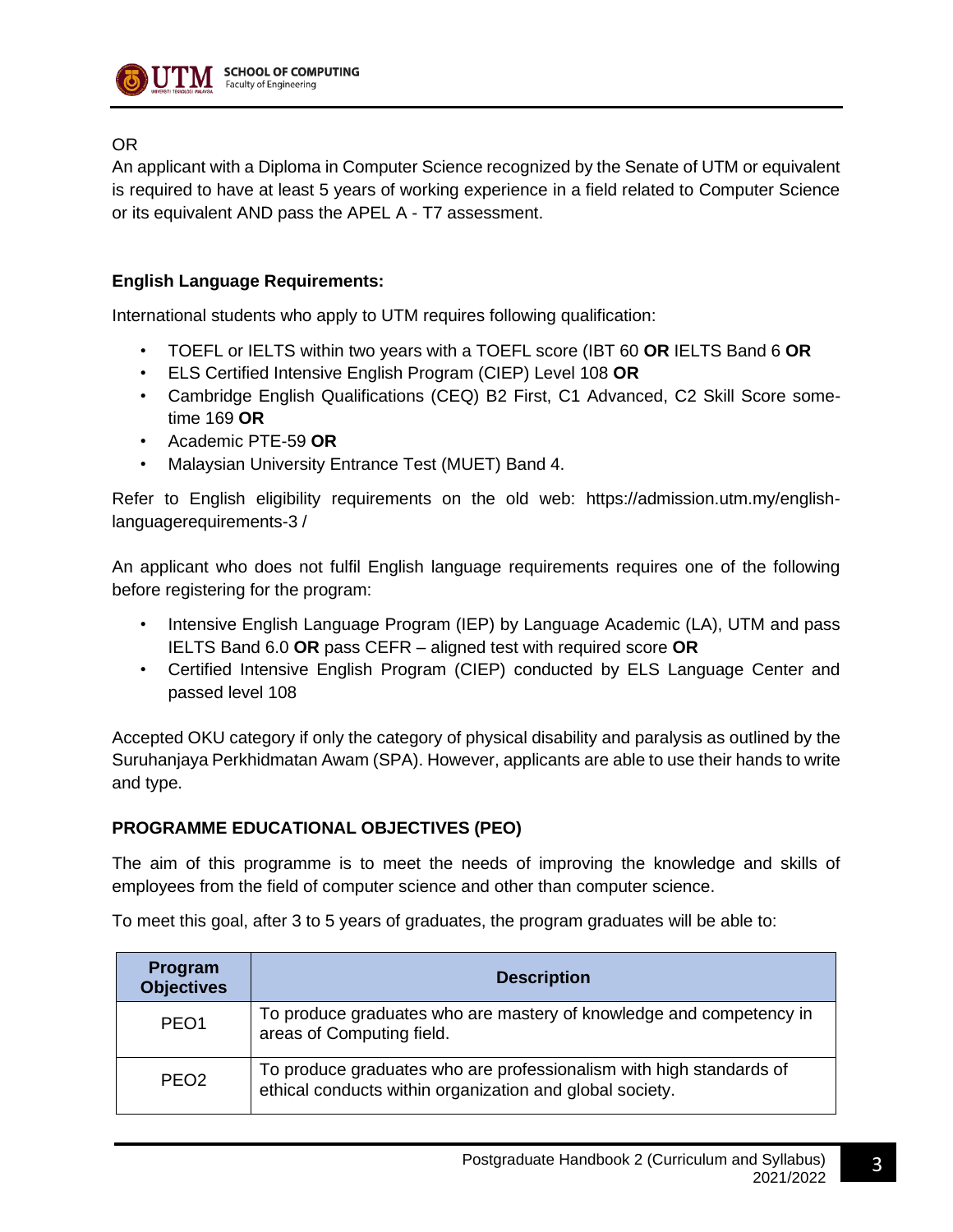OR

An applicant with a Diploma in Computer Science recognized by the Senate of UTM or equivalent is required to have at least 5 years of working experience in a field related to Computer Science or its equivalent AND pass the APEL A - T7 assessment.

**English Language Requirements:**

International students who apply to UTM requires following qualification:

- TOEFL or IELTS within two years with a TOEFL score (IBT 60 **OR** IELTS Band 6 **OR**
- ELS Certified Intensive English Program (CIEP) Level 108 **OR**
- Cambridge English Qualifications (CEQ) B2 First, C1 Advanced, C2 Skill Score some-time 169 **OR**
- Academic PTE-59 **OR**
- Malaysian University Entrance Test (MUET) Band 4.

Refer to English eligibility requirements on the old web: https://admission.utm.my/english-languagerequirements-3 /

An applicant who does not fulfil English language requirements requires one of the following before registering for the program:

- Intensive English Language Program (IEP) by Language Academic (LA), UTM and pass IELTS Band 6.0 **OR** pass CEFR – aligned test with required score **OR**
- Certified Intensive English Program (CIEP) conducted by ELS Language Center and passed level 108

Accepted OKU category if only the category of physical disability and paralysis as outlined by the Suruhanjaya Perkhidmatan Awam (SPA). However, applicants are able to use their hands to write and type.

**PROGRAMME EDUCATIONAL OBJECTIVES (PEO)**

The aim of this programme is to meet the needs of improving the knowledge and skills of employees from the field of computer science and other than computer science.

To meet this goal, after 3 to 5 years of graduates, the program graduates will be able to:

| Program Objectives | Description |
|---|---|
| PEO1 | To produce graduates who are mastery of knowledge and competency in areas of Computing field. |
| PEO2 | To produce graduates who are professionalism with high standards of ethical conducts within organization and global society. |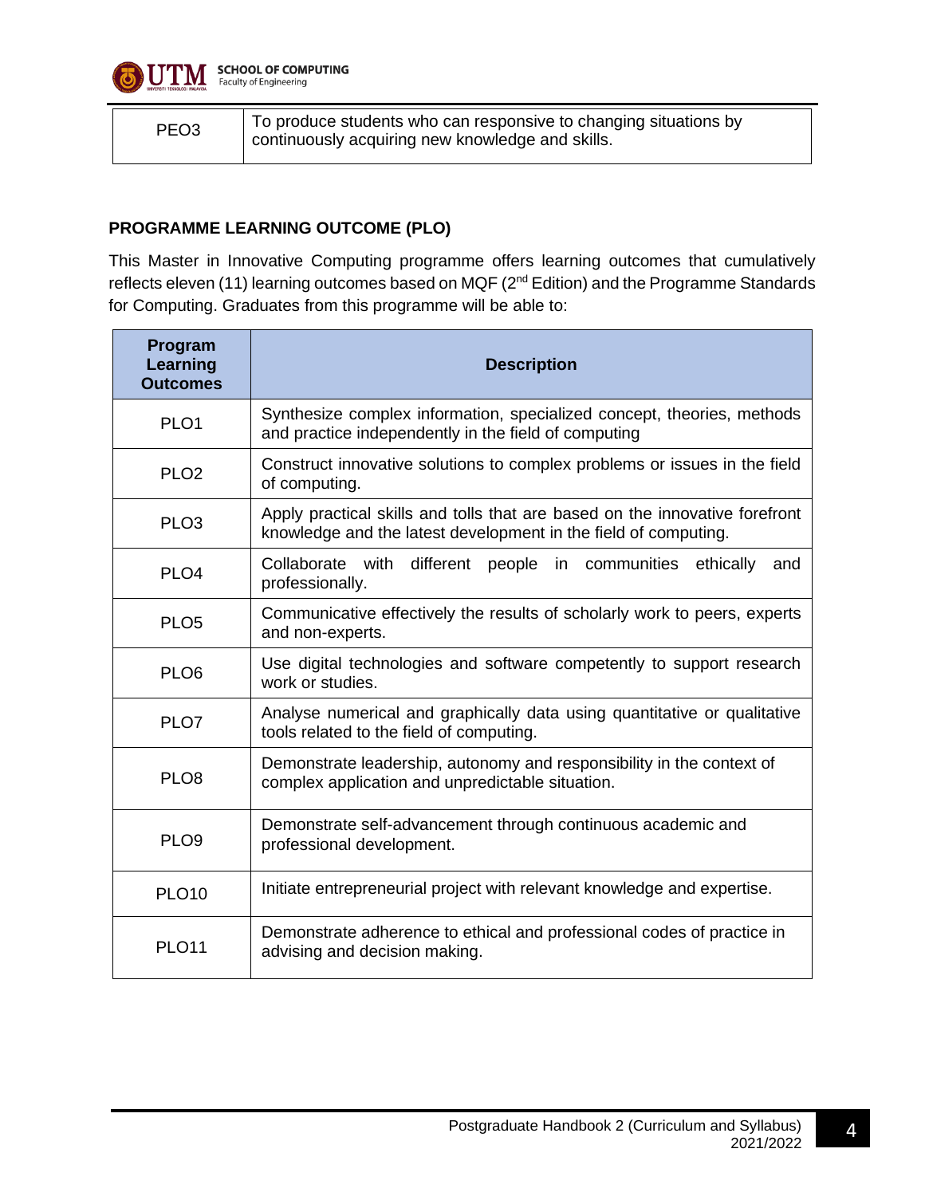| PEO3 | To produce students who can responsive to changing situations by continuously acquiring new knowledge and skills. |
|---|---|

## PROGRAMME LEARNING OUTCOME (PLO)

This Master in Innovative Computing programme offers learning outcomes that cumulatively reflects eleven (11) learning outcomes based on MQF (2nd Edition) and the Programme Standards for Computing. Graduates from this programme will be able to:

| Program Learning Outcomes | Description |
|---|---|
| PLO1 | Synthesize complex information, specialized concept, theories, methods and practice independently in the field of computing |
| PLO2 | Construct innovative solutions to complex problems or issues in the field of computing. |
| PLO3 | Apply practical skills and tolls that are based on the innovative forefront knowledge and the latest development in the field of computing. |
| PLO4 | Collaborate with different people in communities ethically and professionally. |
| PLO5 | Communicative effectively the results of scholarly work to peers, experts and non-experts. |
| PLO6 | Use digital technologies and software competently to support research work or studies. |
| PLO7 | Analyse numerical and graphically data using quantitative or qualitative tools related to the field of computing. |
| PLO8 | Demonstrate leadership, autonomy and responsibility in the context of complex application and unpredictable situation. |
| PLO9 | Demonstrate self-advancement through continuous academic and professional development. |
| PLO10 | Initiate entrepreneurial project with relevant knowledge and expertise. |
| PLO11 | Demonstrate adherence to ethical and professional codes of practice in advising and decision making. |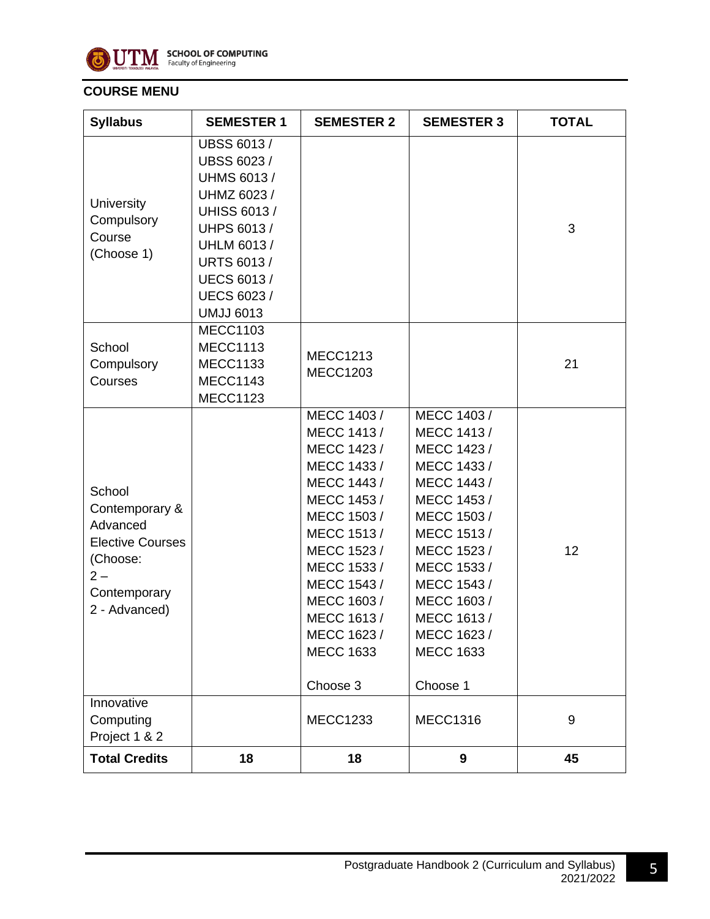## COURSE MENU

| Syllabus | SEMESTER 1 | SEMESTER 2 | SEMESTER 3 | TOTAL |
|---|---|---|---|---|
| University Compulsory Course (Choose 1) | UBSS 6013 / UBSS 6023 / UHMS 6013 / UHMZ 6023 / UHISS 6013 / UHPS 6013 / UHLM 6013 / URTS 6013 / UECS 6013 / UECS 6023 / UMJJ 6013 | | | 3 |
| School Compulsory Courses | MECC1103 MECC1113 MECC1133 MECC1143 MECC1123 | MECC1213 MECC1203 | | 21 |
| School Contemporary & Advanced Elective Courses (Choose: 2 – Contemporary 2 - Advanced) | | MECC 1403 / MECC 1413 / MECC 1423 / MECC 1433 / MECC 1443 / MECC 1453 / MECC 1503 / MECC 1513 / MECC 1523 / MECC 1533 / MECC 1543 / MECC 1603 / MECC 1613 / MECC 1623 / MECC 1633<br><br>Choose 3 | MECC 1403 / MECC 1413 / MECC 1423 / MECC 1433 / MECC 1443 / MECC 1453 / MECC 1503 / MECC 1513 / MECC 1523 / MECC 1533 / MECC 1543 / MECC 1603 / MECC 1613 / MECC 1623 / MECC 1633<br><br>Choose 1 | 12 |
| Innovative Computing Project 1 & 2 | | MECC1233 | MECC1316 | 9 |
| **Total Credits** | **18** | **18** | **9** | **45** |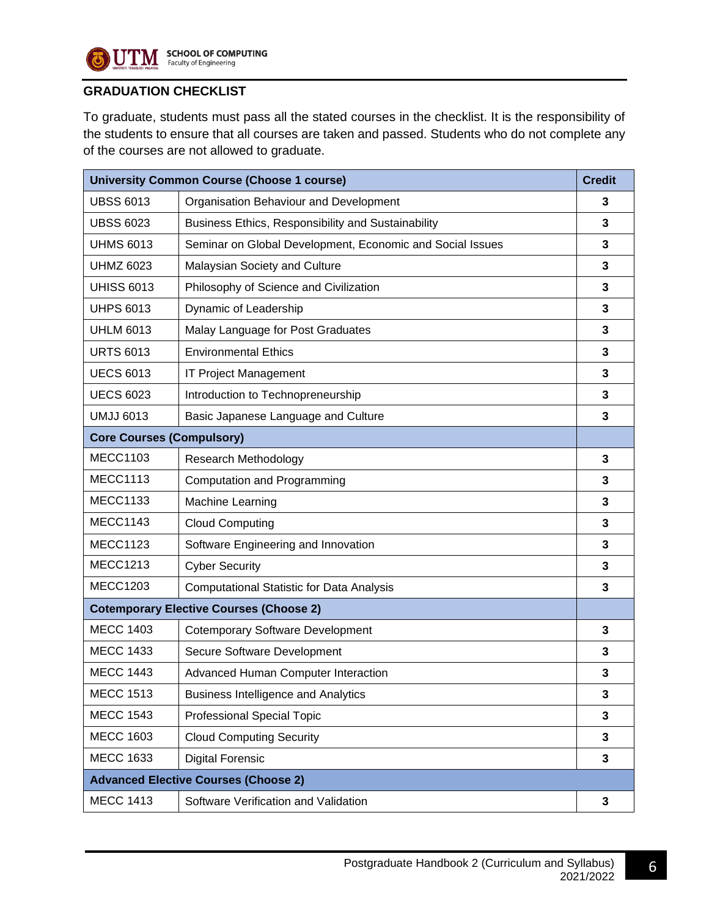## GRADUATION CHECKLIST

To graduate, students must pass all the stated courses in the checklist. It is the responsibility of the students to ensure that all courses are taken and passed. Students who do not complete any of the courses are not allowed to graduate.

| **University Common Course (Choose 1 course)** | | **Credit** |
|---|---|---|
| UBSS 6013 | Organisation Behaviour and Development | **3** |
| UBSS 6023 | Business Ethics, Responsibility and Sustainability | **3** |
| UHMS 6013 | Seminar on Global Development, Economic and Social Issues | **3** |
| UHMZ 6023 | Malaysian Society and Culture | **3** |
| UHISS 6013 | Philosophy of Science and Civilization | **3** |
| UHPS 6013 | Dynamic of Leadership | **3** |
| UHLM 6013 | Malay Language for Post Graduates | **3** |
| URTS 6013 | Environmental Ethics | **3** |
| UECS 6013 | IT Project Management | **3** |
| UECS 6023 | Introduction to Technopreneurship | **3** |
| UMJJ 6013 | Basic Japanese Language and Culture | **3** |
| **Core Courses (Compulsory)** | | |
| MECC1103 | Research Methodology | **3** |
| MECC1113 | Computation and Programming | **3** |
| MECC1133 | Machine Learning | **3** |
| MECC1143 | Cloud Computing | **3** |
| MECC1123 | Software Engineering and Innovation | **3** |
| MECC1213 | Cyber Security | **3** |
| MECC1203 | Computational Statistic for Data Analysis | **3** |
| **Cotemporary Elective Courses (Choose 2)** | | |
| MECC 1403 | Cotemporary Software Development | **3** |
| MECC 1433 | Secure Software Development | **3** |
| MECC 1443 | Advanced Human Computer Interaction | **3** |
| MECC 1513 | Business Intelligence and Analytics | **3** |
| MECC 1543 | Professional Special Topic | **3** |
| MECC 1603 | Cloud Computing Security | **3** |
| MECC 1633 | Digital Forensic | **3** |
| **Advanced Elective Courses (Choose 2)** | | |
| MECC 1413 | Software Verification and Validation | **3** |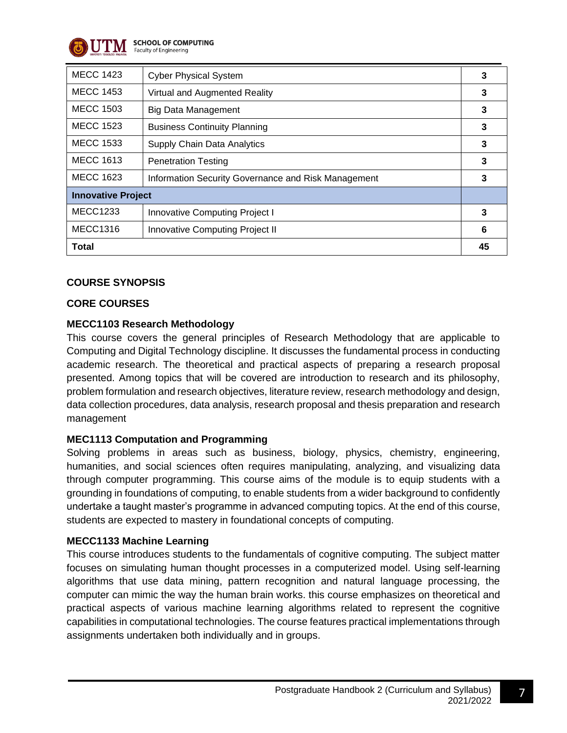| MECC 1423 | Cyber Physical System | 3 |
|---|---|---|
| MECC 1453 | Virtual and Augmented Reality | 3 |
| MECC 1503 | Big Data Management | 3 |
| MECC 1523 | Business Continuity Planning | 3 |
| MECC 1533 | Supply Chain Data Analytics | 3 |
| MECC 1613 | Penetration Testing | 3 |
| MECC 1623 | Information Security Governance and Risk Management | 3 |
| **Innovative Project** | | |
| MECC1233 | Innovative Computing Project I | 3 |
| MECC1316 | Innovative Computing Project II | 6 |
| **Total** | | **45** |

**COURSE SYNOPSIS**

**CORE COURSES**

**MECC1103 Research Methodology**

This course covers the general principles of Research Methodology that are applicable to Computing and Digital Technology discipline. It discusses the fundamental process in conducting academic research. The theoretical and practical aspects of preparing a research proposal presented. Among topics that will be covered are introduction to research and its philosophy, problem formulation and research objectives, literature review, research methodology and design, data collection procedures, data analysis, research proposal and thesis preparation and research management

**MEC1113 Computation and Programming**

Solving problems in areas such as business, biology, physics, chemistry, engineering, humanities, and social sciences often requires manipulating, analyzing, and visualizing data through computer programming. This course aims of the module is to equip students with a grounding in foundations of computing, to enable students from a wider background to confidently undertake a taught master's programme in advanced computing topics. At the end of this course, students are expected to mastery in foundational concepts of computing.

**MECC1133 Machine Learning**

This course introduces students to the fundamentals of cognitive computing. The subject matter focuses on simulating human thought processes in a computerized model. Using self-learning algorithms that use data mining, pattern recognition and natural language processing, the computer can mimic the way the human brain works. this course emphasizes on theoretical and practical aspects of various machine learning algorithms related to represent the cognitive capabilities in computational technologies. The course features practical implementations through assignments undertaken both individually and in groups.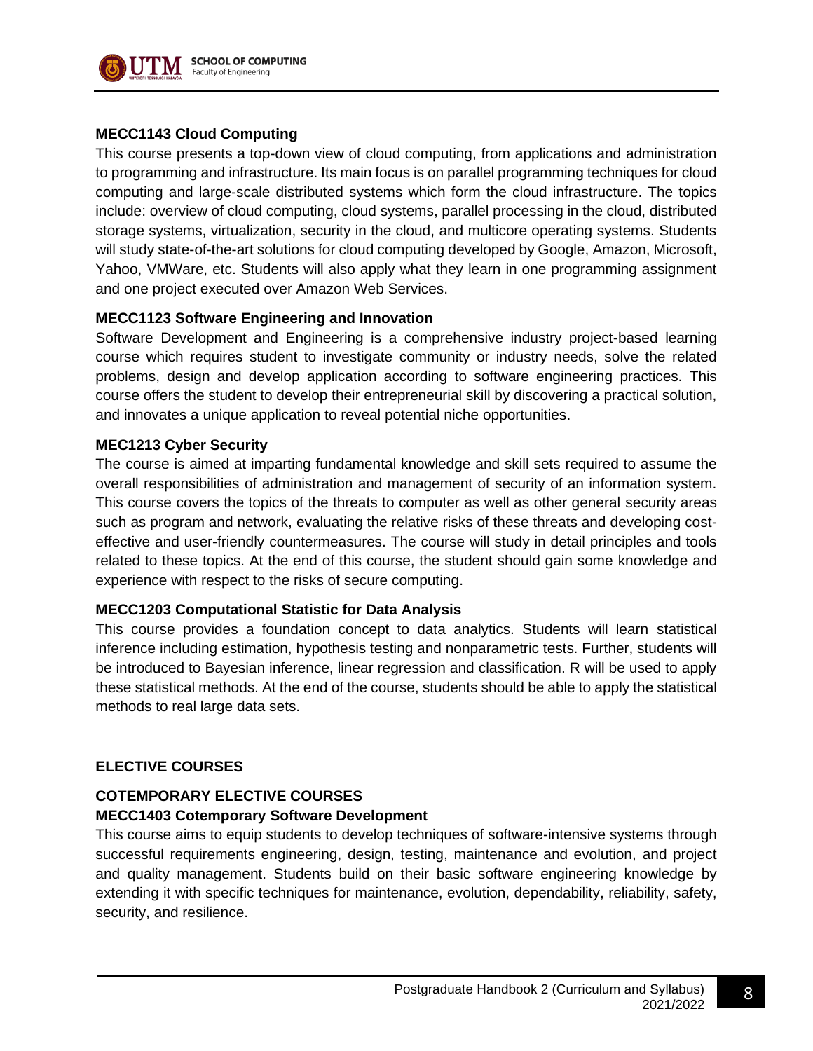### MECC1143 Cloud Computing

This course presents a top-down view of cloud computing, from applications and administration to programming and infrastructure. Its main focus is on parallel programming techniques for cloud computing and large-scale distributed systems which form the cloud infrastructure. The topics include: overview of cloud computing, cloud systems, parallel processing in the cloud, distributed storage systems, virtualization, security in the cloud, and multicore operating systems. Students will study state-of-the-art solutions for cloud computing developed by Google, Amazon, Microsoft, Yahoo, VMWare, etc. Students will also apply what they learn in one programming assignment and one project executed over Amazon Web Services.

### MECC1123 Software Engineering and Innovation

Software Development and Engineering is a comprehensive industry project-based learning course which requires student to investigate community or industry needs, solve the related problems, design and develop application according to software engineering practices. This course offers the student to develop their entrepreneurial skill by discovering a practical solution, and innovates a unique application to reveal potential niche opportunities.

### MEC1213 Cyber Security

The course is aimed at imparting fundamental knowledge and skill sets required to assume the overall responsibilities of administration and management of security of an information system. This course covers the topics of the threats to computer as well as other general security areas such as program and network, evaluating the relative risks of these threats and developing cost-effective and user-friendly countermeasures. The course will study in detail principles and tools related to these topics. At the end of this course, the student should gain some knowledge and experience with respect to the risks of secure computing.

### MECC1203 Computational Statistic for Data Analysis

This course provides a foundation concept to data analytics. Students will learn statistical inference including estimation, hypothesis testing and nonparametric tests. Further, students will be introduced to Bayesian inference, linear regression and classification. R will be used to apply these statistical methods. At the end of the course, students should be able to apply the statistical methods to real large data sets.

## ELECTIVE COURSES

### COTEMPORARY ELECTIVE COURSES

### MECC1403 Cotemporary Software Development

This course aims to equip students to develop techniques of software-intensive systems through successful requirements engineering, design, testing, maintenance and evolution, and project and quality management. Students build on their basic software engineering knowledge by extending it with specific techniques for maintenance, evolution, dependability, reliability, safety, security, and resilience.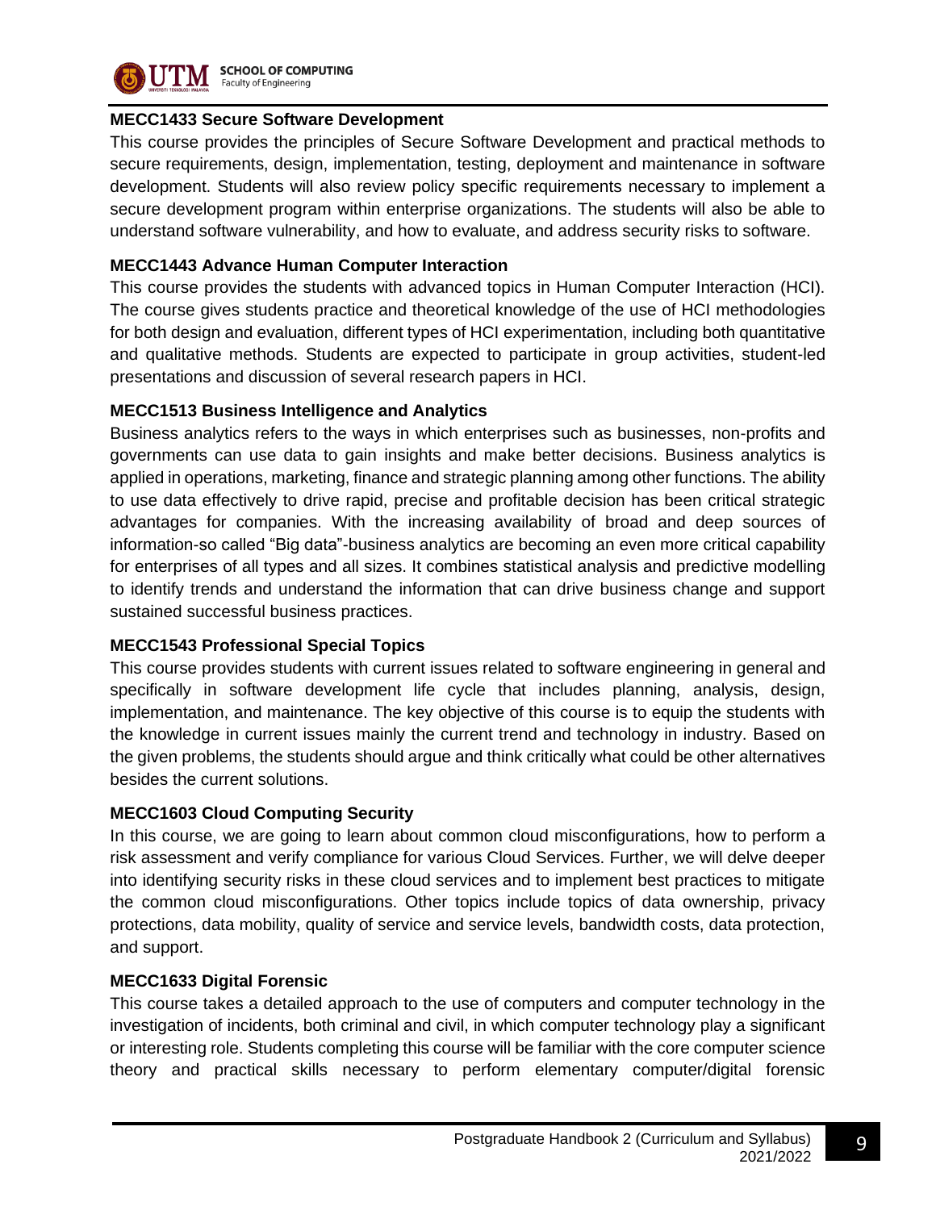**MECC1433 Secure Software Development**

This course provides the principles of Secure Software Development and practical methods to secure requirements, design, implementation, testing, deployment and maintenance in software development. Students will also review policy specific requirements necessary to implement a secure development program within enterprise organizations. The students will also be able to understand software vulnerability, and how to evaluate, and address security risks to software.

**MECC1443 Advance Human Computer Interaction**

This course provides the students with advanced topics in Human Computer Interaction (HCI). The course gives students practice and theoretical knowledge of the use of HCI methodologies for both design and evaluation, different types of HCI experimentation, including both quantitative and qualitative methods. Students are expected to participate in group activities, student-led presentations and discussion of several research papers in HCI.

**MECC1513 Business Intelligence and Analytics**

Business analytics refers to the ways in which enterprises such as businesses, non-profits and governments can use data to gain insights and make better decisions. Business analytics is applied in operations, marketing, finance and strategic planning among other functions. The ability to use data effectively to drive rapid, precise and profitable decision has been critical strategic advantages for companies. With the increasing availability of broad and deep sources of information-so called "Big data"-business analytics are becoming an even more critical capability for enterprises of all types and all sizes. It combines statistical analysis and predictive modelling to identify trends and understand the information that can drive business change and support sustained successful business practices.

**MECC1543 Professional Special Topics**

This course provides students with current issues related to software engineering in general and specifically in software development life cycle that includes planning, analysis, design, implementation, and maintenance. The key objective of this course is to equip the students with the knowledge in current issues mainly the current trend and technology in industry. Based on the given problems, the students should argue and think critically what could be other alternatives besides the current solutions.

**MECC1603 Cloud Computing Security**

In this course, we are going to learn about common cloud misconfigurations, how to perform a risk assessment and verify compliance for various Cloud Services. Further, we will delve deeper into identifying security risks in these cloud services and to implement best practices to mitigate the common cloud misconfigurations. Other topics include topics of data ownership, privacy protections, data mobility, quality of service and service levels, bandwidth costs, data protection, and support.

**MECC1633 Digital Forensic**

This course takes a detailed approach to the use of computers and computer technology in the investigation of incidents, both criminal and civil, in which computer technology play a significant or interesting role. Students completing this course will be familiar with the core computer science theory and practical skills necessary to perform elementary computer/digital forensic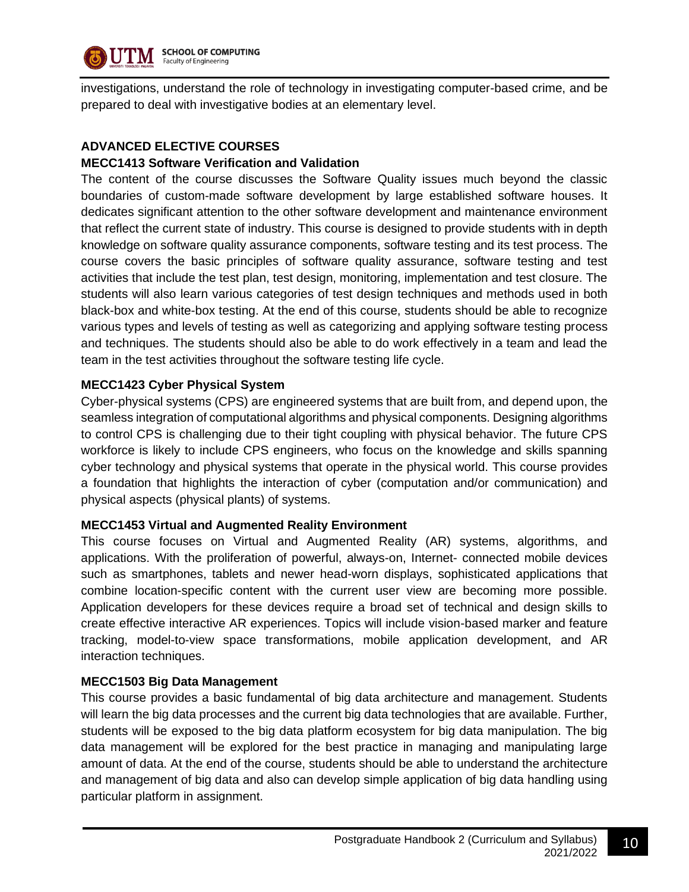investigations, understand the role of technology in investigating computer-based crime, and be prepared to deal with investigative bodies at an elementary level.

## ADVANCED ELECTIVE COURSES

### MECC1413 Software Verification and Validation

The content of the course discusses the Software Quality issues much beyond the classic boundaries of custom-made software development by large established software houses. It dedicates significant attention to the other software development and maintenance environment that reflect the current state of industry. This course is designed to provide students with in depth knowledge on software quality assurance components, software testing and its test process. The course covers the basic principles of software quality assurance, software testing and test activities that include the test plan, test design, monitoring, implementation and test closure. The students will also learn various categories of test design techniques and methods used in both black-box and white-box testing. At the end of this course, students should be able to recognize various types and levels of testing as well as categorizing and applying software testing process and techniques. The students should also be able to do work effectively in a team and lead the team in the test activities throughout the software testing life cycle.

### MECC1423 Cyber Physical System

Cyber-physical systems (CPS) are engineered systems that are built from, and depend upon, the seamless integration of computational algorithms and physical components. Designing algorithms to control CPS is challenging due to their tight coupling with physical behavior. The future CPS workforce is likely to include CPS engineers, who focus on the knowledge and skills spanning cyber technology and physical systems that operate in the physical world. This course provides a foundation that highlights the interaction of cyber (computation and/or communication) and physical aspects (physical plants) of systems.

### MECC1453 Virtual and Augmented Reality Environment

This course focuses on Virtual and Augmented Reality (AR) systems, algorithms, and applications. With the proliferation of powerful, always-on, Internet- connected mobile devices such as smartphones, tablets and newer head-worn displays, sophisticated applications that combine location-specific content with the current user view are becoming more possible. Application developers for these devices require a broad set of technical and design skills to create effective interactive AR experiences. Topics will include vision-based marker and feature tracking, model-to-view space transformations, mobile application development, and AR interaction techniques.

### MECC1503 Big Data Management

This course provides a basic fundamental of big data architecture and management. Students will learn the big data processes and the current big data technologies that are available. Further, students will be exposed to the big data platform ecosystem for big data manipulation. The big data management will be explored for the best practice in managing and manipulating large amount of data. At the end of the course, students should be able to understand the architecture and management of big data and also can develop simple application of big data handling using particular platform in assignment.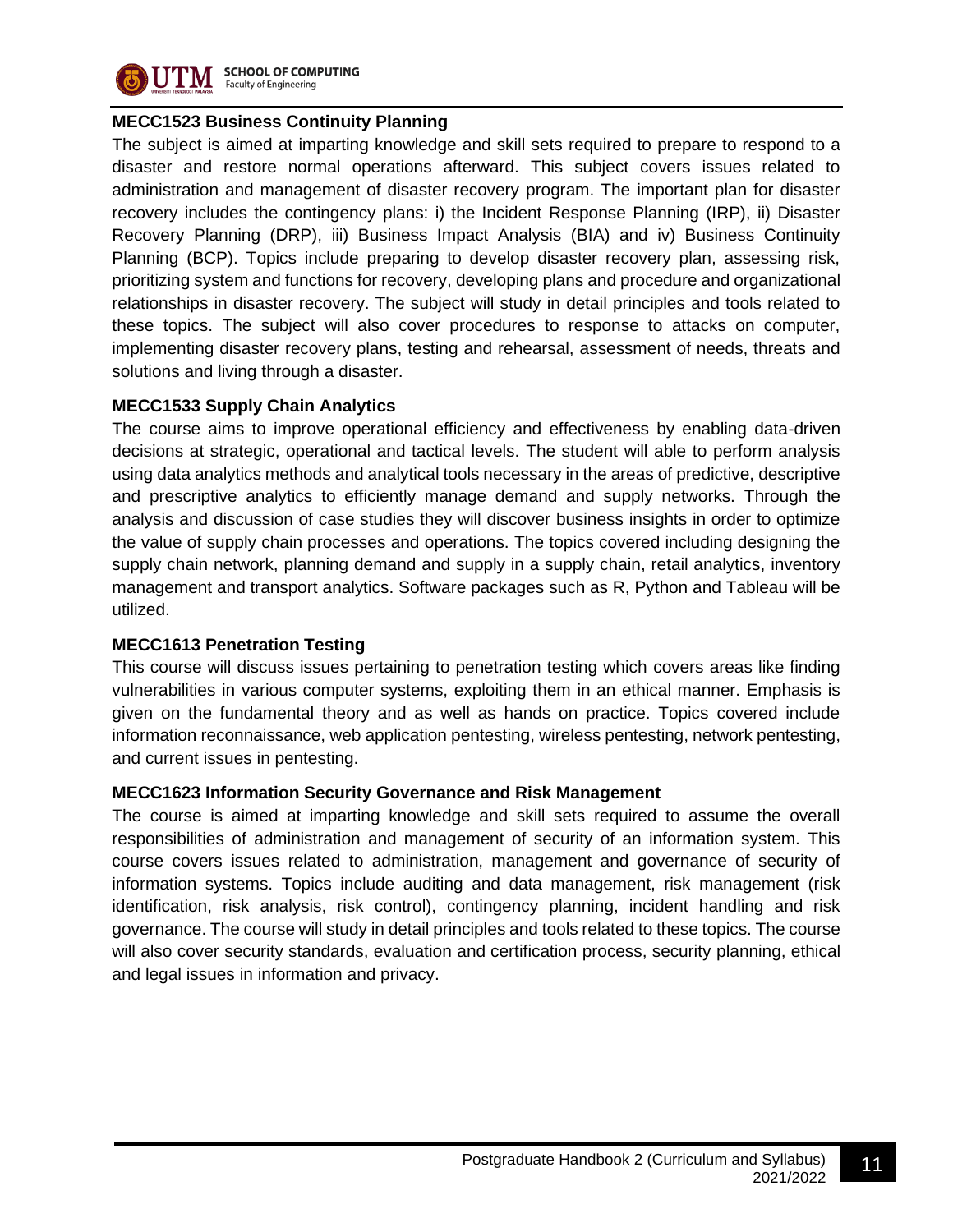**MECC1523 Business Continuity Planning**

The subject is aimed at imparting knowledge and skill sets required to prepare to respond to a disaster and restore normal operations afterward. This subject covers issues related to administration and management of disaster recovery program. The important plan for disaster recovery includes the contingency plans: i) the Incident Response Planning (IRP), ii) Disaster Recovery Planning (DRP), iii) Business Impact Analysis (BIA) and iv) Business Continuity Planning (BCP). Topics include preparing to develop disaster recovery plan, assessing risk, prioritizing system and functions for recovery, developing plans and procedure and organizational relationships in disaster recovery. The subject will study in detail principles and tools related to these topics. The subject will also cover procedures to response to attacks on computer, implementing disaster recovery plans, testing and rehearsal, assessment of needs, threats and solutions and living through a disaster.

**MECC1533 Supply Chain Analytics**

The course aims to improve operational efficiency and effectiveness by enabling data-driven decisions at strategic, operational and tactical levels. The student will able to perform analysis using data analytics methods and analytical tools necessary in the areas of predictive, descriptive and prescriptive analytics to efficiently manage demand and supply networks. Through the analysis and discussion of case studies they will discover business insights in order to optimize the value of supply chain processes and operations. The topics covered including designing the supply chain network, planning demand and supply in a supply chain, retail analytics, inventory management and transport analytics. Software packages such as R, Python and Tableau will be utilized.

**MECC1613 Penetration Testing**

This course will discuss issues pertaining to penetration testing which covers areas like finding vulnerabilities in various computer systems, exploiting them in an ethical manner. Emphasis is given on the fundamental theory and as well as hands on practice. Topics covered include information reconnaissance, web application pentesting, wireless pentesting, network pentesting, and current issues in pentesting.

**MECC1623 Information Security Governance and Risk Management**

The course is aimed at imparting knowledge and skill sets required to assume the overall responsibilities of administration and management of security of an information system. This course covers issues related to administration, management and governance of security of information systems. Topics include auditing and data management, risk management (risk identification, risk analysis, risk control), contingency planning, incident handling and risk governance. The course will study in detail principles and tools related to these topics. The course will also cover security standards, evaluation and certification process, security planning, ethical and legal issues in information and privacy.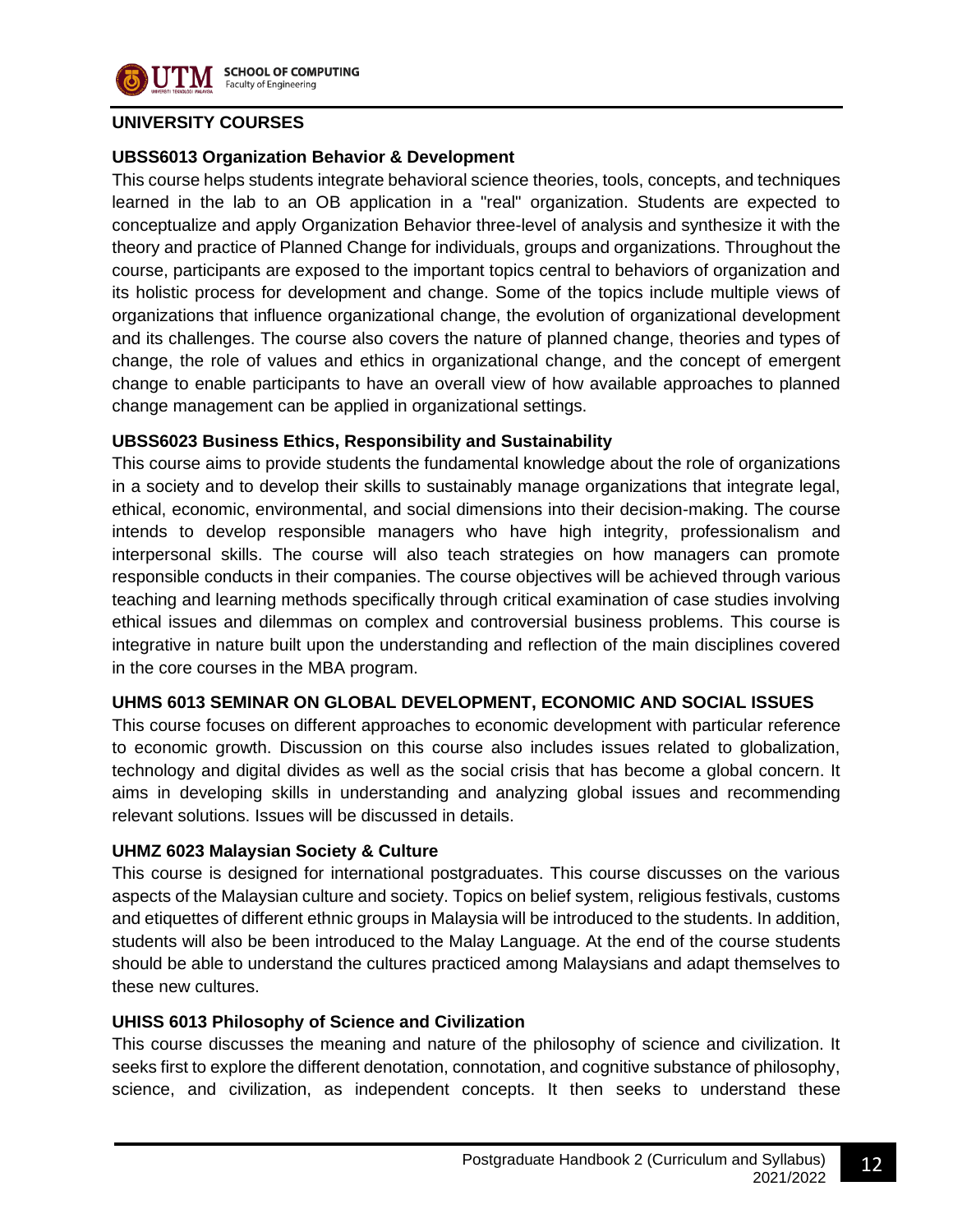## UNIVERSITY COURSES

### UBSS6013 Organization Behavior & Development

This course helps students integrate behavioral science theories, tools, concepts, and techniques learned in the lab to an OB application in a "real" organization. Students are expected to conceptualize and apply Organization Behavior three-level of analysis and synthesize it with the theory and practice of Planned Change for individuals, groups and organizations. Throughout the course, participants are exposed to the important topics central to behaviors of organization and its holistic process for development and change. Some of the topics include multiple views of organizations that influence organizational change, the evolution of organizational development and its challenges. The course also covers the nature of planned change, theories and types of change, the role of values and ethics in organizational change, and the concept of emergent change to enable participants to have an overall view of how available approaches to planned change management can be applied in organizational settings.

### UBSS6023 Business Ethics, Responsibility and Sustainability

This course aims to provide students the fundamental knowledge about the role of organizations in a society and to develop their skills to sustainably manage organizations that integrate legal, ethical, economic, environmental, and social dimensions into their decision-making. The course intends to develop responsible managers who have high integrity, professionalism and interpersonal skills. The course will also teach strategies on how managers can promote responsible conducts in their companies. The course objectives will be achieved through various teaching and learning methods specifically through critical examination of case studies involving ethical issues and dilemmas on complex and controversial business problems. This course is integrative in nature built upon the understanding and reflection of the main disciplines covered in the core courses in the MBA program.

### UHMS 6013 SEMINAR ON GLOBAL DEVELOPMENT, ECONOMIC AND SOCIAL ISSUES

This course focuses on different approaches to economic development with particular reference to economic growth. Discussion on this course also includes issues related to globalization, technology and digital divides as well as the social crisis that has become a global concern. It aims in developing skills in understanding and analyzing global issues and recommending relevant solutions. Issues will be discussed in details.

### UHMZ 6023 Malaysian Society & Culture

This course is designed for international postgraduates. This course discusses on the various aspects of the Malaysian culture and society. Topics on belief system, religious festivals, customs and etiquettes of different ethnic groups in Malaysia will be introduced to the students. In addition, students will also be been introduced to the Malay Language. At the end of the course students should be able to understand the cultures practiced among Malaysians and adapt themselves to these new cultures.

### UHISS 6013 Philosophy of Science and Civilization

This course discusses the meaning and nature of the philosophy of science and civilization. It seeks first to explore the different denotation, connotation, and cognitive substance of philosophy, science, and civilization, as independent concepts. It then seeks to understand these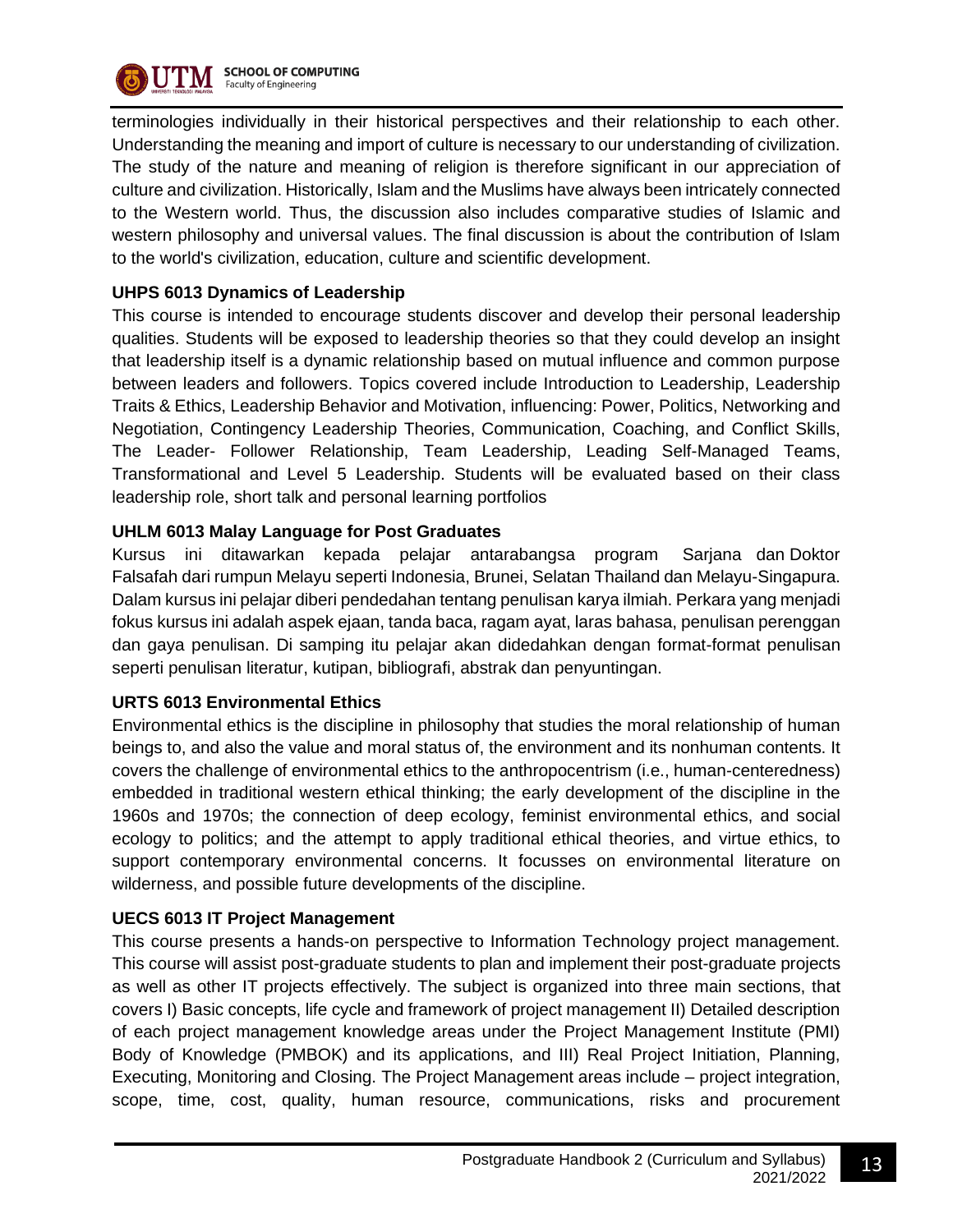terminologies individually in their historical perspectives and their relationship to each other. Understanding the meaning and import of culture is necessary to our understanding of civilization. The study of the nature and meaning of religion is therefore significant in our appreciation of culture and civilization. Historically, Islam and the Muslims have always been intricately connected to the Western world. Thus, the discussion also includes comparative studies of Islamic and western philosophy and universal values. The final discussion is about the contribution of Islam to the world's civilization, education, culture and scientific development.

**UHPS 6013 Dynamics of Leadership**

This course is intended to encourage students discover and develop their personal leadership qualities. Students will be exposed to leadership theories so that they could develop an insight that leadership itself is a dynamic relationship based on mutual influence and common purpose between leaders and followers. Topics covered include Introduction to Leadership, Leadership Traits & Ethics, Leadership Behavior and Motivation, influencing: Power, Politics, Networking and Negotiation, Contingency Leadership Theories, Communication, Coaching, and Conflict Skills, The Leader- Follower Relationship, Team Leadership, Leading Self-Managed Teams, Transformational and Level 5 Leadership. Students will be evaluated based on their class leadership role, short talk and personal learning portfolios

**UHLM 6013 Malay Language for Post Graduates**

Kursus ini ditawarkan kepada pelajar antarabangsa program Sarjana dan Doktor Falsafah dari rumpun Melayu seperti Indonesia, Brunei, Selatan Thailand dan Melayu-Singapura. Dalam kursus ini pelajar diberi pendedahan tentang penulisan karya ilmiah. Perkara yang menjadi fokus kursus ini adalah aspek ejaan, tanda baca, ragam ayat, laras bahasa, penulisan perenggan dan gaya penulisan. Di samping itu pelajar akan didedahkan dengan format-format penulisan seperti penulisan literatur, kutipan, bibliografi, abstrak dan penyuntingan.

**URTS 6013 Environmental Ethics**

Environmental ethics is the discipline in philosophy that studies the moral relationship of human beings to, and also the value and moral status of, the environment and its nonhuman contents. It covers the challenge of environmental ethics to the anthropocentrism (i.e., human-centeredness) embedded in traditional western ethical thinking; the early development of the discipline in the 1960s and 1970s; the connection of deep ecology, feminist environmental ethics, and social ecology to politics; and the attempt to apply traditional ethical theories, and virtue ethics, to support contemporary environmental concerns. It focusses on environmental literature on wilderness, and possible future developments of the discipline.

**UECS 6013 IT Project Management**

This course presents a hands-on perspective to Information Technology project management. This course will assist post-graduate students to plan and implement their post-graduate projects as well as other IT projects effectively. The subject is organized into three main sections, that covers I) Basic concepts, life cycle and framework of project management II) Detailed description of each project management knowledge areas under the Project Management Institute (PMI) Body of Knowledge (PMBOK) and its applications, and III) Real Project Initiation, Planning, Executing, Monitoring and Closing. The Project Management areas include – project integration, scope, time, cost, quality, human resource, communications, risks and procurement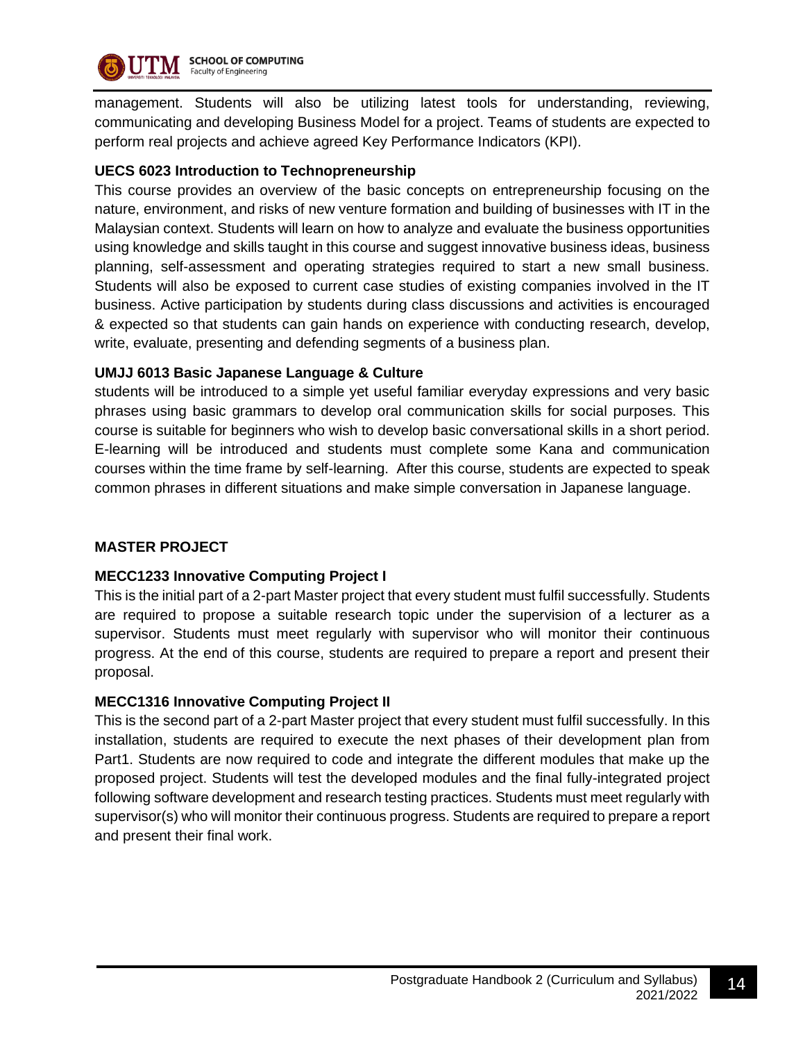management. Students will also be utilizing latest tools for understanding, reviewing, communicating and developing Business Model for a project. Teams of students are expected to perform real projects and achieve agreed Key Performance Indicators (KPI).

**UECS 6023 Introduction to Technopreneurship**

This course provides an overview of the basic concepts on entrepreneurship focusing on the nature, environment, and risks of new venture formation and building of businesses with IT in the Malaysian context. Students will learn on how to analyze and evaluate the business opportunities using knowledge and skills taught in this course and suggest innovative business ideas, business planning, self-assessment and operating strategies required to start a new small business. Students will also be exposed to current case studies of existing companies involved in the IT business. Active participation by students during class discussions and activities is encouraged & expected so that students can gain hands on experience with conducting research, develop, write, evaluate, presenting and defending segments of a business plan.

**UMJJ 6013 Basic Japanese Language & Culture**

students will be introduced to a simple yet useful familiar everyday expressions and very basic phrases using basic grammars to develop oral communication skills for social purposes. This course is suitable for beginners who wish to develop basic conversational skills in a short period. E-learning will be introduced and students must complete some Kana and communication courses within the time frame by self-learning. After this course, students are expected to speak common phrases in different situations and make simple conversation in Japanese language.

## MASTER PROJECT

**MECC1233 Innovative Computing Project I**

This is the initial part of a 2-part Master project that every student must fulfil successfully. Students are required to propose a suitable research topic under the supervision of a lecturer as a supervisor. Students must meet regularly with supervisor who will monitor their continuous progress. At the end of this course, students are required to prepare a report and present their proposal.

**MECC1316 Innovative Computing Project II**

This is the second part of a 2-part Master project that every student must fulfil successfully. In this installation, students are required to execute the next phases of their development plan from Part1. Students are now required to code and integrate the different modules that make up the proposed project. Students will test the developed modules and the final fully-integrated project following software development and research testing practices. Students must meet regularly with supervisor(s) who will monitor their continuous progress. Students are required to prepare a report and present their final work.